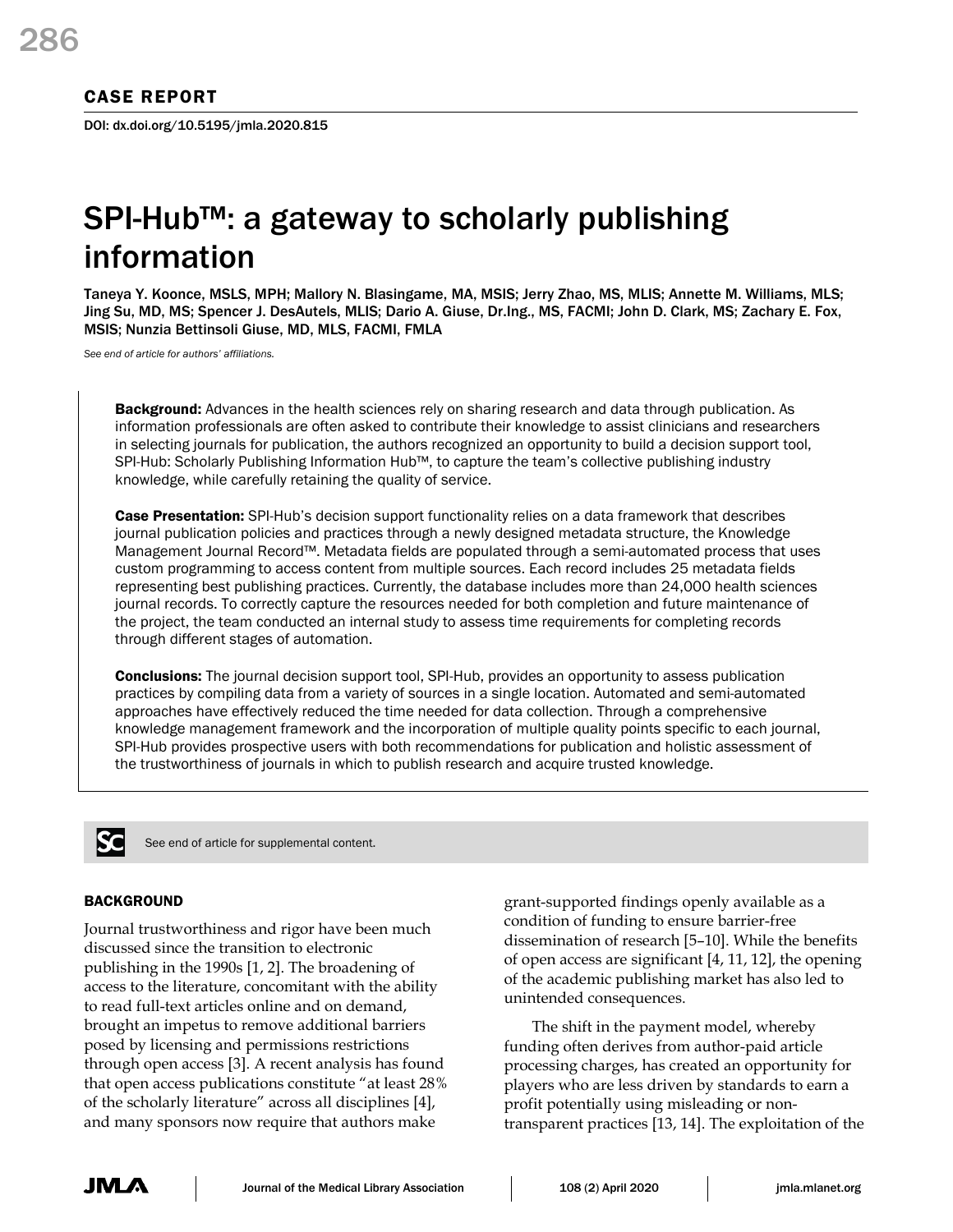CASE REPORT

DOI: dx.doi.org/10.5195/jmla.2020.815

# SPI-Hub™: a gateway to scholarly publishing information

Taneya Y. Koonce, MSLS, MPH; Mallory N. Blasingame, MA, MSIS; Jerry Zhao, MS, MLIS; Annette M. Williams, MLS; Jing Su, MD, MS; Spencer J. DesAutels, MLIS; Dario A. Giuse, Dr.Ing., MS, FACMI; John D. Clark, MS; Zachary E. Fox, MSIS; Nunzia Bettinsoli Giuse, MD, MLS, FACMI, FMLA

*See end of article for authors' affiliations.*

**Background:** Advances in the health sciences rely on sharing research and data through publication. As information professionals are often asked to contribute their knowledge to assist clinicians and researchers in selecting journals for publication, the authors recognized an opportunity to build a decision support tool, SPI-Hub: Scholarly Publishing Information Hub™, to capture the team's collective publishing industry knowledge, while carefully retaining the quality of service.

**Case Presentation:** SPI-Hub's decision support functionality relies on a data framework that describes journal publication policies and practices through a newly designed metadata structure, the Knowledge Management Journal Record™. Metadata fields are populated through a semi-automated process that uses custom programming to access content from multiple sources. Each record includes 25 metadata fields representing best publishing practices. Currently, the database includes more than 24,000 health sciences journal records. To correctly capture the resources needed for both completion and future maintenance of the project, the team conducted an internal study to assess time requirements for completing records through different stages of automation.

**Conclusions:** The journal decision support tool, SPI-Hub, provides an opportunity to assess publication practices by compiling data from a variety of sources in a single location. Automated and semi-automated approaches have effectively reduced the time needed for data collection. Through a comprehensive knowledge management framework and the incorporation of multiple quality points specific to each journal, SPI-Hub provides prospective users with both recommendations for publication and holistic assessment of the trustworthiness of journals in which to publish research and acquire trusted knowledge.

See end of article for supplemental content.

## BACKGROUND

Journal trustworthiness and rigor have been much discussed since the transition to electronic publishing in the 1990s [1, 2]. The broadening of access to the literature, concomitant with the ability to read full-text articles online and on demand, brought an impetus to remove additional barriers posed by licensing and permissions restrictions through open access [3]. A recent analysis has found that open access publications constitute "at least 28% of the scholarly literature" across all disciplines [4], and many sponsors now require that authors make grant-supported findings openly available as a condition of funding to ensure barrier-free dissemination of research [5–10]. While the benefits of open access are significant [4, 11, 12], the opening of the academic publishing market has also led to unintended consequences.

The shift in the payment model, whereby funding often derives from author-paid article processing charges, has created an opportunity for players who are less driven by standards to earn a profit potentially using misleading or non-transparent practices [13, 14]. The exploitation of the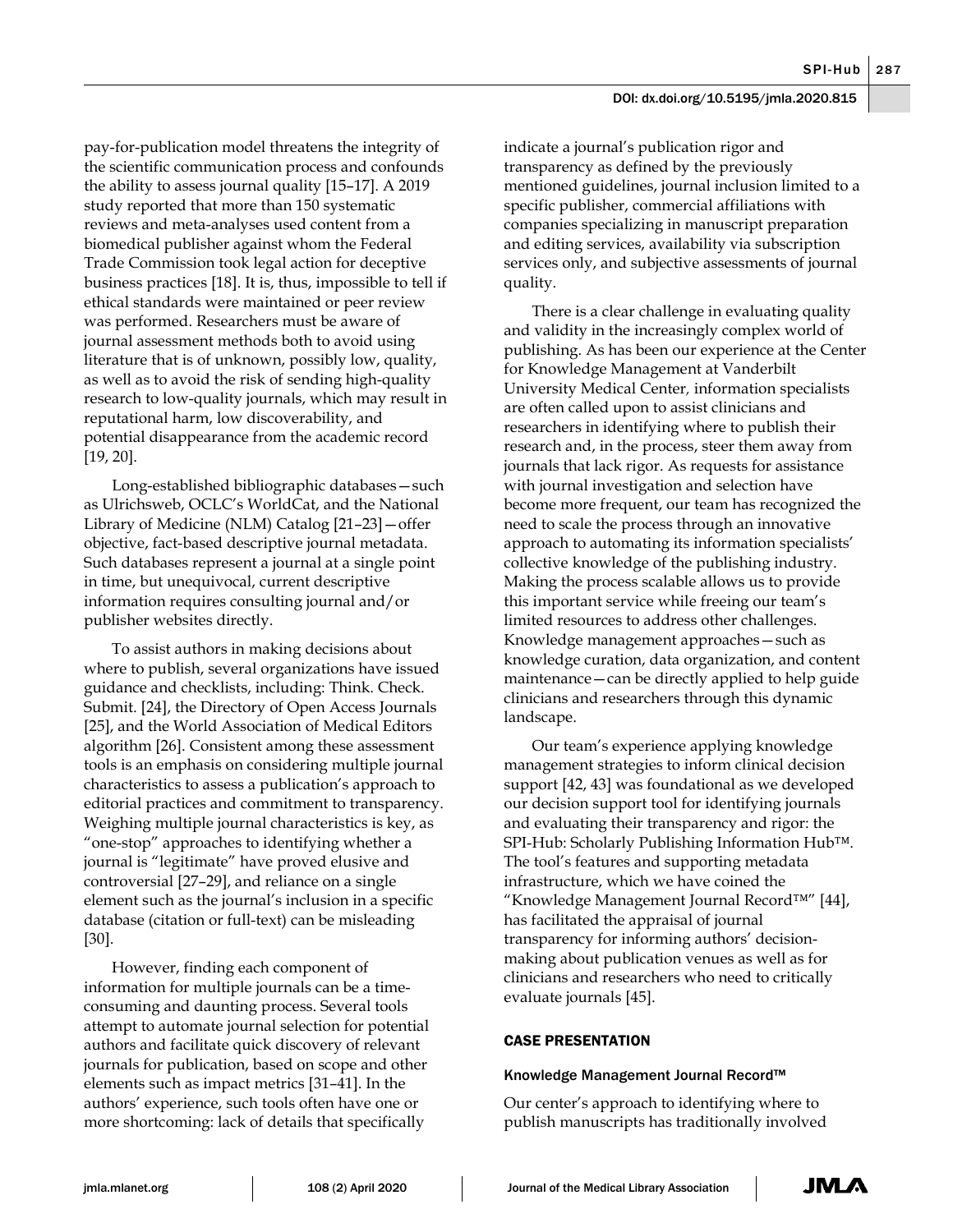pay-for-publication model threatens the integrity of the scientific communication process and confounds the ability to assess journal quality [15–17]. A 2019 study reported that more than 150 systematic reviews and meta-analyses used content from a biomedical publisher against whom the Federal Trade Commission took legal action for deceptive business practices [18]. It is, thus, impossible to tell if ethical standards were maintained or peer review was performed. Researchers must be aware of journal assessment methods both to avoid using literature that is of unknown, possibly low, quality, as well as to avoid the risk of sending high-quality research to low-quality journals, which may result in reputational harm, low discoverability, and potential disappearance from the academic record [19, 20].

Long-established bibliographic databases—such as Ulrichsweb, OCLC's WorldCat, and the National Library of Medicine (NLM) Catalog [21–23]—offer objective, fact-based descriptive journal metadata. Such databases represent a journal at a single point in time, but unequivocal, current descriptive information requires consulting journal and/or publisher websites directly.

To assist authors in making decisions about where to publish, several organizations have issued guidance and checklists, including: Think. Check. Submit. [24], the Directory of Open Access Journals [25], and the World Association of Medical Editors algorithm [26]. Consistent among these assessment tools is an emphasis on considering multiple journal characteristics to assess a publication's approach to editorial practices and commitment to transparency. Weighing multiple journal characteristics is key, as "one-stop" approaches to identifying whether a journal is "legitimate" have proved elusive and controversial [27–29], and reliance on a single element such as the journal's inclusion in a specific database (citation or full-text) can be misleading [30].

However, finding each component of information for multiple journals can be a time-consuming and daunting process. Several tools attempt to automate journal selection for potential authors and facilitate quick discovery of relevant journals for publication, based on scope and other elements such as impact metrics [31–41]. In the authors' experience, such tools often have one or more shortcoming: lack of details that specifically indicate a journal's publication rigor and transparency as defined by the previously mentioned guidelines, journal inclusion limited to a specific publisher, commercial affiliations with companies specializing in manuscript preparation and editing services, availability via subscription services only, and subjective assessments of journal quality.

There is a clear challenge in evaluating quality and validity in the increasingly complex world of publishing. As has been our experience at the Center for Knowledge Management at Vanderbilt University Medical Center, information specialists are often called upon to assist clinicians and researchers in identifying where to publish their research and, in the process, steer them away from journals that lack rigor. As requests for assistance with journal investigation and selection have become more frequent, our team has recognized the need to scale the process through an innovative approach to automating its information specialists' collective knowledge of the publishing industry. Making the process scalable allows us to provide this important service while freeing our team's limited resources to address other challenges. Knowledge management approaches—such as knowledge curation, data organization, and content maintenance—can be directly applied to help guide clinicians and researchers through this dynamic landscape.

Our team's experience applying knowledge management strategies to inform clinical decision support [42, 43] was foundational as we developed our decision support tool for identifying journals and evaluating their transparency and rigor: the SPI-Hub: Scholarly Publishing Information Hub™. The tool's features and supporting metadata infrastructure, which we have coined the "Knowledge Management Journal Record™" [44], has facilitated the appraisal of journal transparency for informing authors' decision-making about publication venues as well as for clinicians and researchers who need to critically evaluate journals [45].

## CASE PRESENTATION

### Knowledge Management Journal Record™

Our center's approach to identifying where to publish manuscripts has traditionally involved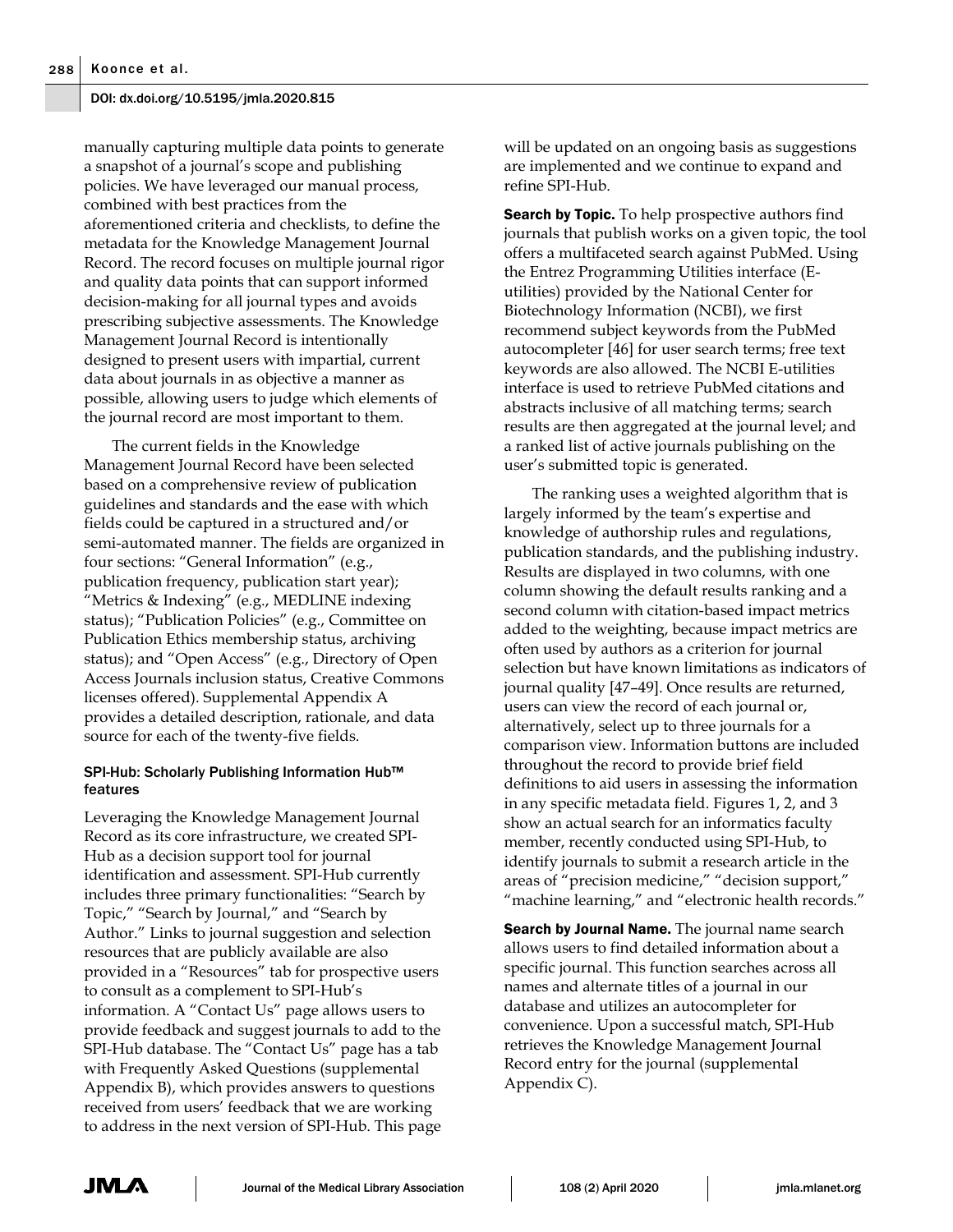manually capturing multiple data points to generate a snapshot of a journal's scope and publishing policies. We have leveraged our manual process, combined with best practices from the aforementioned criteria and checklists, to define the metadata for the Knowledge Management Journal Record. The record focuses on multiple journal rigor and quality data points that can support informed decision-making for all journal types and avoids prescribing subjective assessments. The Knowledge Management Journal Record is intentionally designed to present users with impartial, current data about journals in as objective a manner as possible, allowing users to judge which elements of the journal record are most important to them.

The current fields in the Knowledge Management Journal Record have been selected based on a comprehensive review of publication guidelines and standards and the ease with which fields could be captured in a structured and/or semi-automated manner. The fields are organized in four sections: "General Information" (e.g., publication frequency, publication start year); "Metrics & Indexing" (e.g., MEDLINE indexing status); "Publication Policies" (e.g., Committee on Publication Ethics membership status, archiving status); and "Open Access" (e.g., Directory of Open Access Journals inclusion status, Creative Commons licenses offered). Supplemental Appendix A provides a detailed description, rationale, and data source for each of the twenty-five fields.

### SPI-Hub: Scholarly Publishing Information Hub™ features

Leveraging the Knowledge Management Journal Record as its core infrastructure, we created SPI-Hub as a decision support tool for journal identification and assessment. SPI-Hub currently includes three primary functionalities: "Search by Topic," "Search by Journal," and "Search by Author." Links to journal suggestion and selection resources that are publicly available are also provided in a "Resources" tab for prospective users to consult as a complement to SPI-Hub's information. A "Contact Us" page allows users to provide feedback and suggest journals to add to the SPI-Hub database. The "Contact Us" page has a tab with Frequently Asked Questions (supplemental Appendix B), which provides answers to questions received from users' feedback that we are working to address in the next version of SPI-Hub. This page will be updated on an ongoing basis as suggestions are implemented and we continue to expand and refine SPI-Hub.

**Search by Topic.** To help prospective authors find journals that publish works on a given topic, the tool offers a multifaceted search against PubMed. Using the Entrez Programming Utilities interface (E-utilities) provided by the National Center for Biotechnology Information (NCBI), we first recommend subject keywords from the PubMed autocompleter [46] for user search terms; free text keywords are also allowed. The NCBI E-utilities interface is used to retrieve PubMed citations and abstracts inclusive of all matching terms; search results are then aggregated at the journal level; and a ranked list of active journals publishing on the user's submitted topic is generated.

The ranking uses a weighted algorithm that is largely informed by the team's expertise and knowledge of authorship rules and regulations, publication standards, and the publishing industry. Results are displayed in two columns, with one column showing the default results ranking and a second column with citation-based impact metrics added to the weighting, because impact metrics are often used by authors as a criterion for journal selection but have known limitations as indicators of journal quality [47–49]. Once results are returned, users can view the record of each journal or, alternatively, select up to three journals for a comparison view. Information buttons are included throughout the record to provide brief field definitions to aid users in assessing the information in any specific metadata field. Figures 1, 2, and 3 show an actual search for an informatics faculty member, recently conducted using SPI-Hub, to identify journals to submit a research article in the areas of "precision medicine," "decision support," "machine learning," and "electronic health records."

**Search by Journal Name.** The journal name search allows users to find detailed information about a specific journal. This function searches across all names and alternate titles of a journal in our database and utilizes an autocompleter for convenience. Upon a successful match, SPI-Hub retrieves the Knowledge Management Journal Record entry for the journal (supplemental Appendix C).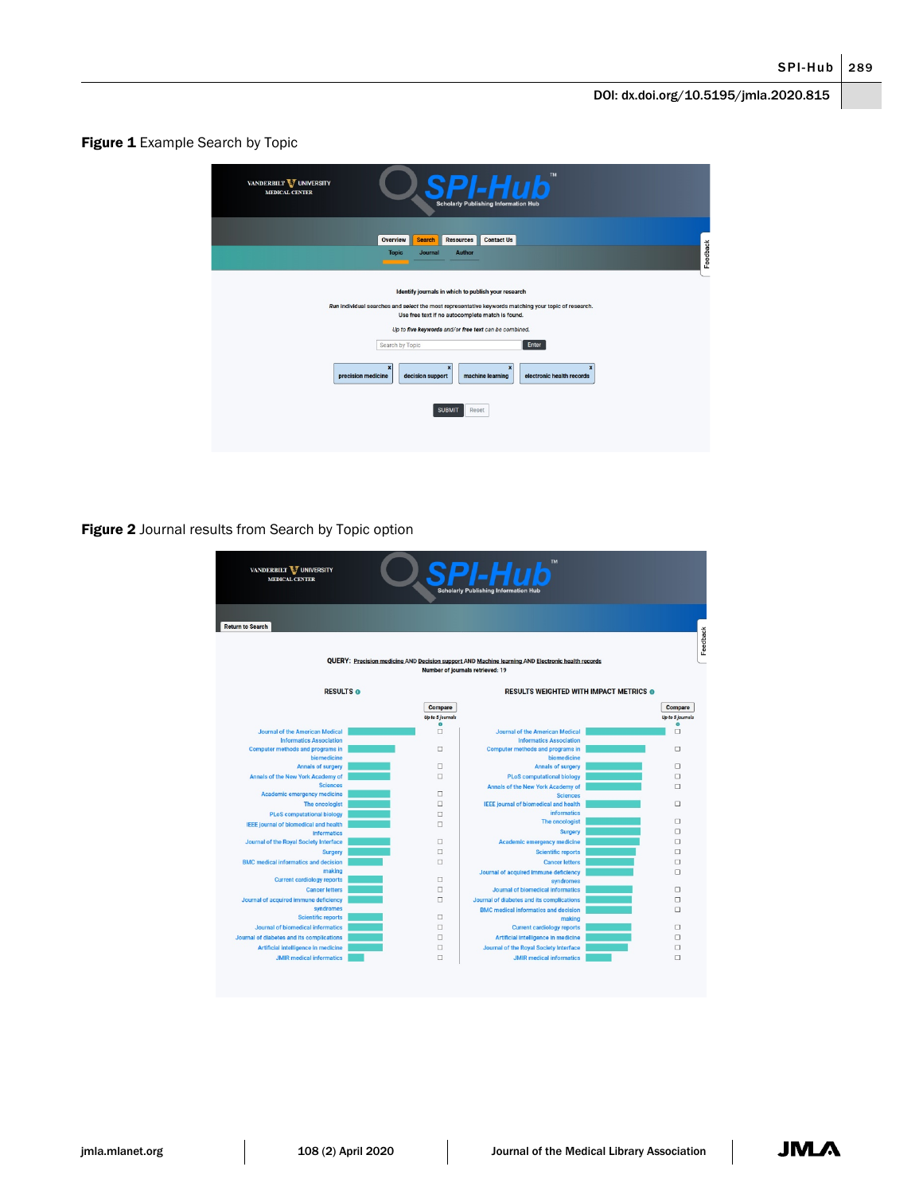**Figure 1** Example Search by Topic

VANDERBILT UNIVERSITY MEDICAL CENTER

SPI-Hub™ Scholarly Publishing Information Hub

Overview | Search | Resources | Contact Us

Topic | Journal | Author

Identify journals in which to publish your research

Run individual searches and select the most representative keywords matching your topic of research.
Use free text if no autocomplete match is found.

*Up to five keywords and/or free text can be combined.*

Search by Topic [Enter]

precision medicine | decision support | machine learning | electronic health records

SUBMIT | Reset

**Figure 2** Journal results from Search by Topic option

VANDERBILT UNIVERSITY MEDICAL CENTER

SPI-Hub™ Scholarly Publishing Information Hub

Return to Search

QUERY: Precision medicine AND Decision support AND Machine learning AND Electronic health records

Number of journals retrieved: 19

| RESULTS | RESULTS WEIGHTED WITH IMPACT METRICS |
|---|---|
| Journal of the American Medical Informatics Association | Journal of the American Medical Informatics Association |
| Computer methods and programs in biomedicine | Computer methods and programs in biomedicine |
| Annals of surgery | Annals of surgery |
| Annals of the New York Academy of Sciences | PLoS computational biology |
| Academic emergency medicine | Annals of the New York Academy of Sciences |
| The oncologist | IEEE journal of biomedical and health informatics |
| PLoS computational biology | The oncologist |
| IEEE journal of biomedical and health informatics | Surgery |
| Journal of the Royal Society Interface | Academic emergency medicine |
| Surgery | Scientific reports |
| BMC medical informatics and decision making | Cancer letters |
| Current cardiology reports | Journal of acquired immune deficiency syndromes |
| Cancer letters | Journal of biomedical informatics |
| Journal of acquired immune deficiency syndromes | Journal of diabetes and its complications |
| Scientific reports | BMC medical informatics and decision making |
| Journal of biomedical informatics | Current cardiology reports |
| Journal of diabetes and its complications | Artificial intelligence in medicine |
| Artificial intelligence in medicine | Journal of the Royal Society Interface |
| JMIR medical informatics | JMIR medical informatics |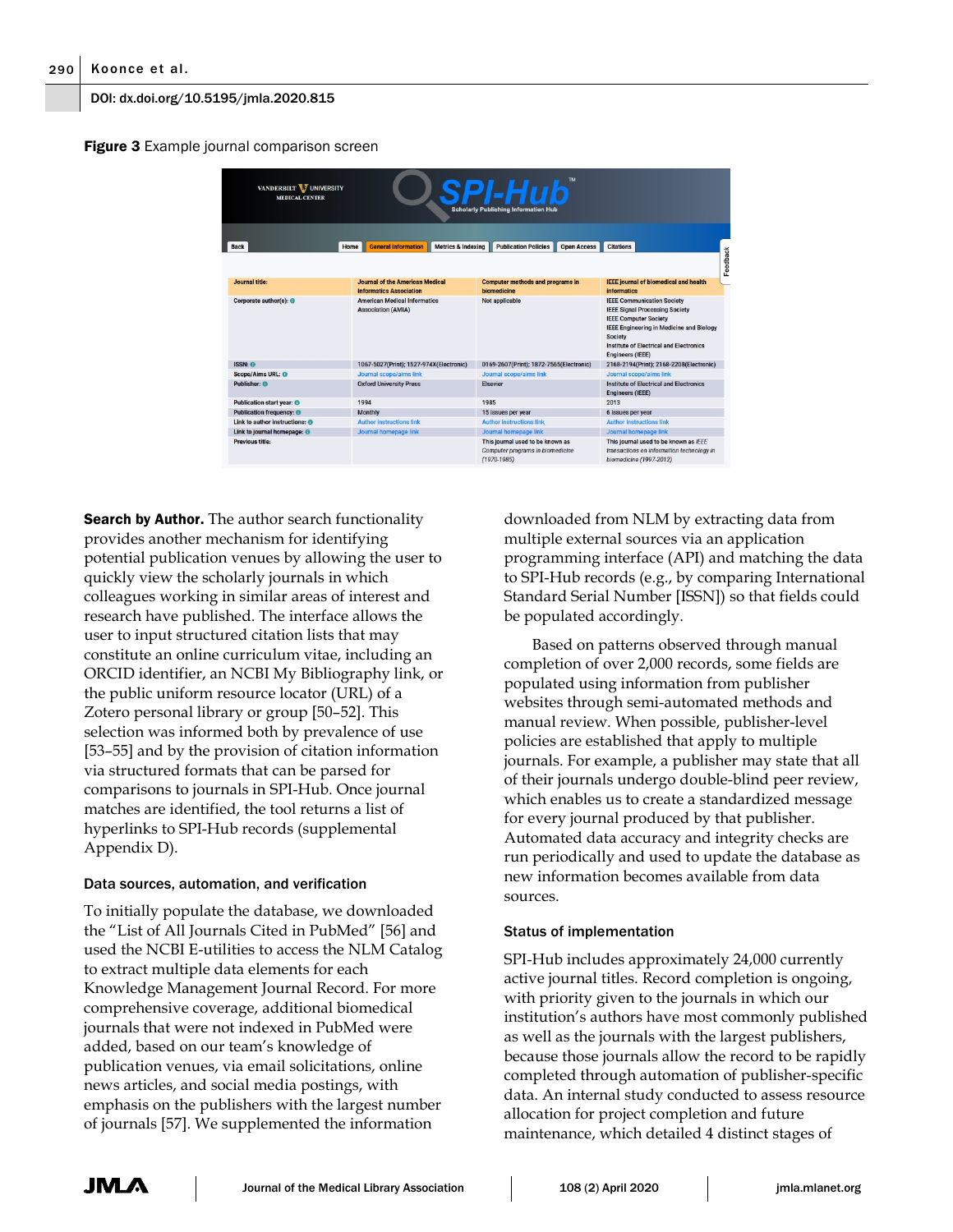**Figure 3** Example journal comparison screen

| Journal title: | Journal of the American Medical Informatics Association | Computer methods and programs in biomedicine | IEEE journal of biomedical and health informatics |
|---|---|---|---|
| Corporate author(s): | American Medical Informatics Association (AMIA) | Not applicable | IEEE Communication Society IEEE Signal Processing Society IEEE Computer Society IEEE Engineering in Medicine and Biology Society Institute of Electrical and Electronics Engineers (IEEE) |
| ISSN: | 1067-5027(Print); 1527-974X(Electronic) | 0169-2607(Print); 1872-7565(Electronic) | 2168-2194(Print); 2168-2208(Electronic) |
| Scope/Aims URL: | Journal scope/aims link | Journal scope/aims link | Journal scope/aims link |
| Publisher: | Oxford University Press | Elsevier | Institute of Electrical and Electronics Engineers (IEEE) |
| Publication start year: | 1994 | 1985 | 2013 |
| Publication frequency: | Monthly | 15 issues per year | 6 issues per year |
| Link to author instructions: | Author instructions link | Author instructions link | Author instructions link |
| Link to journal homepage: | Journal homepage link | Journal homepage link | Journal homepage link |
| Previous title: | | This journal used to be known as *Computer programs in biomedicine (1970-1985)* | This journal used to be known as *IEEE transactions on information technology in biomedicine (1997-2012)* |

**Search by Author.** The author search functionality provides another mechanism for identifying potential publication venues by allowing the user to quickly view the scholarly journals in which colleagues working in similar areas of interest and research have published. The interface allows the user to input structured citation lists that may constitute an online curriculum vitae, including an ORCID identifier, an NCBI My Bibliography link, or the public uniform resource locator (URL) of a Zotero personal library or group [50–52]. This selection was informed both by prevalence of use [53–55] and by the provision of citation information via structured formats that can be parsed for comparisons to journals in SPI-Hub. Once journal matches are identified, the tool returns a list of hyperlinks to SPI-Hub records (supplemental Appendix D).

### Data sources, automation, and verification

To initially populate the database, we downloaded the "List of All Journals Cited in PubMed" [56] and used the NCBI E-utilities to access the NLM Catalog to extract multiple data elements for each Knowledge Management Journal Record. For more comprehensive coverage, additional biomedical journals that were not indexed in PubMed were added, based on our team's knowledge of publication venues, via email solicitations, online news articles, and social media postings, with emphasis on the publishers with the largest number of journals [57]. We supplemented the information downloaded from NLM by extracting data from multiple external sources via an application programming interface (API) and matching the data to SPI-Hub records (e.g., by comparing International Standard Serial Number [ISSN]) so that fields could be populated accordingly.

Based on patterns observed through manual completion of over 2,000 records, some fields are populated using information from publisher websites through semi-automated methods and manual review. When possible, publisher-level policies are established that apply to multiple journals. For example, a publisher may state that all of their journals undergo double-blind peer review, which enables us to create a standardized message for every journal produced by that publisher. Automated data accuracy and integrity checks are run periodically and used to update the database as new information becomes available from data sources.

### Status of implementation

SPI-Hub includes approximately 24,000 currently active journal titles. Record completion is ongoing, with priority given to the journals in which our institution's authors have most commonly published as well as the journals with the largest publishers, because those journals allow the record to be rapidly completed through automation of publisher-specific data. An internal study conducted to assess resource allocation for project completion and future maintenance, which detailed 4 distinct stages of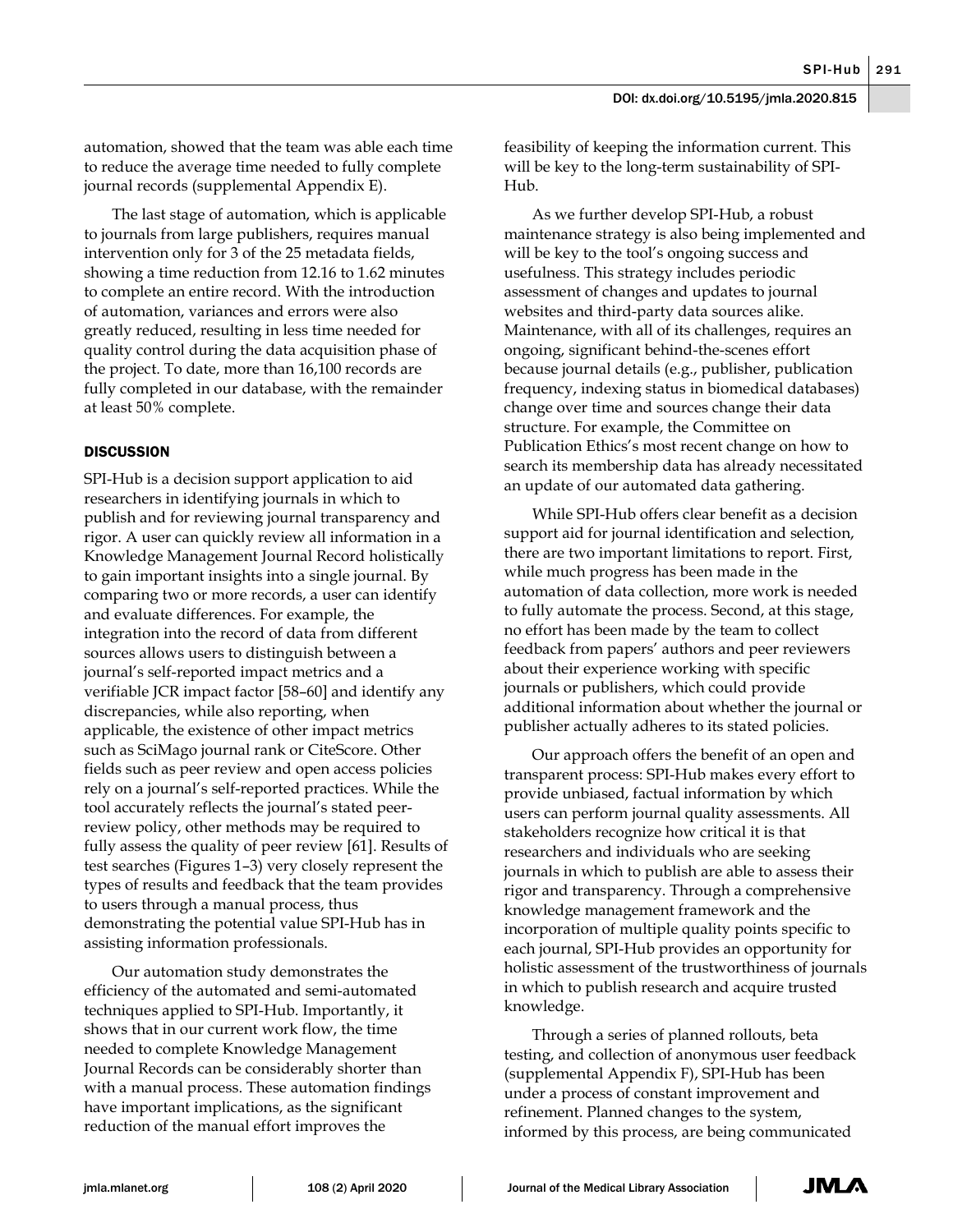automation, showed that the team was able each time to reduce the average time needed to fully complete journal records (supplemental Appendix E).

The last stage of automation, which is applicable to journals from large publishers, requires manual intervention only for 3 of the 25 metadata fields, showing a time reduction from 12.16 to 1.62 minutes to complete an entire record. With the introduction of automation, variances and errors were also greatly reduced, resulting in less time needed for quality control during the data acquisition phase of the project. To date, more than 16,100 records are fully completed in our database, with the remainder at least 50% complete.

## DISCUSSION

SPI-Hub is a decision support application to aid researchers in identifying journals in which to publish and for reviewing journal transparency and rigor. A user can quickly review all information in a Knowledge Management Journal Record holistically to gain important insights into a single journal. By comparing two or more records, a user can identify and evaluate differences. For example, the integration into the record of data from different sources allows users to distinguish between a journal's self-reported impact metrics and a verifiable JCR impact factor [58–60] and identify any discrepancies, while also reporting, when applicable, the existence of other impact metrics such as SciMago journal rank or CiteScore. Other fields such as peer review and open access policies rely on a journal's self-reported practices. While the tool accurately reflects the journal's stated peer-review policy, other methods may be required to fully assess the quality of peer review [61]. Results of test searches (Figures 1–3) very closely represent the types of results and feedback that the team provides to users through a manual process, thus demonstrating the potential value SPI-Hub has in assisting information professionals.

Our automation study demonstrates the efficiency of the automated and semi-automated techniques applied to SPI-Hub. Importantly, it shows that in our current work flow, the time needed to complete Knowledge Management Journal Records can be considerably shorter than with a manual process. These automation findings have important implications, as the significant reduction of the manual effort improves the feasibility of keeping the information current. This will be key to the long-term sustainability of SPI-Hub.

As we further develop SPI-Hub, a robust maintenance strategy is also being implemented and will be key to the tool's ongoing success and usefulness. This strategy includes periodic assessment of changes and updates to journal websites and third-party data sources alike. Maintenance, with all of its challenges, requires an ongoing, significant behind-the-scenes effort because journal details (e.g., publisher, publication frequency, indexing status in biomedical databases) change over time and sources change their data structure. For example, the Committee on Publication Ethics's most recent change on how to search its membership data has already necessitated an update of our automated data gathering.

While SPI-Hub offers clear benefit as a decision support aid for journal identification and selection, there are two important limitations to report. First, while much progress has been made in the automation of data collection, more work is needed to fully automate the process. Second, at this stage, no effort has been made by the team to collect feedback from papers' authors and peer reviewers about their experience working with specific journals or publishers, which could provide additional information about whether the journal or publisher actually adheres to its stated policies.

Our approach offers the benefit of an open and transparent process: SPI-Hub makes every effort to provide unbiased, factual information by which users can perform journal quality assessments. All stakeholders recognize how critical it is that researchers and individuals who are seeking journals in which to publish are able to assess their rigor and transparency. Through a comprehensive knowledge management framework and the incorporation of multiple quality points specific to each journal, SPI-Hub provides an opportunity for holistic assessment of the trustworthiness of journals in which to publish research and acquire trusted knowledge.

Through a series of planned rollouts, beta testing, and collection of anonymous user feedback (supplemental Appendix F), SPI-Hub has been under a process of constant improvement and refinement. Planned changes to the system, informed by this process, are being communicated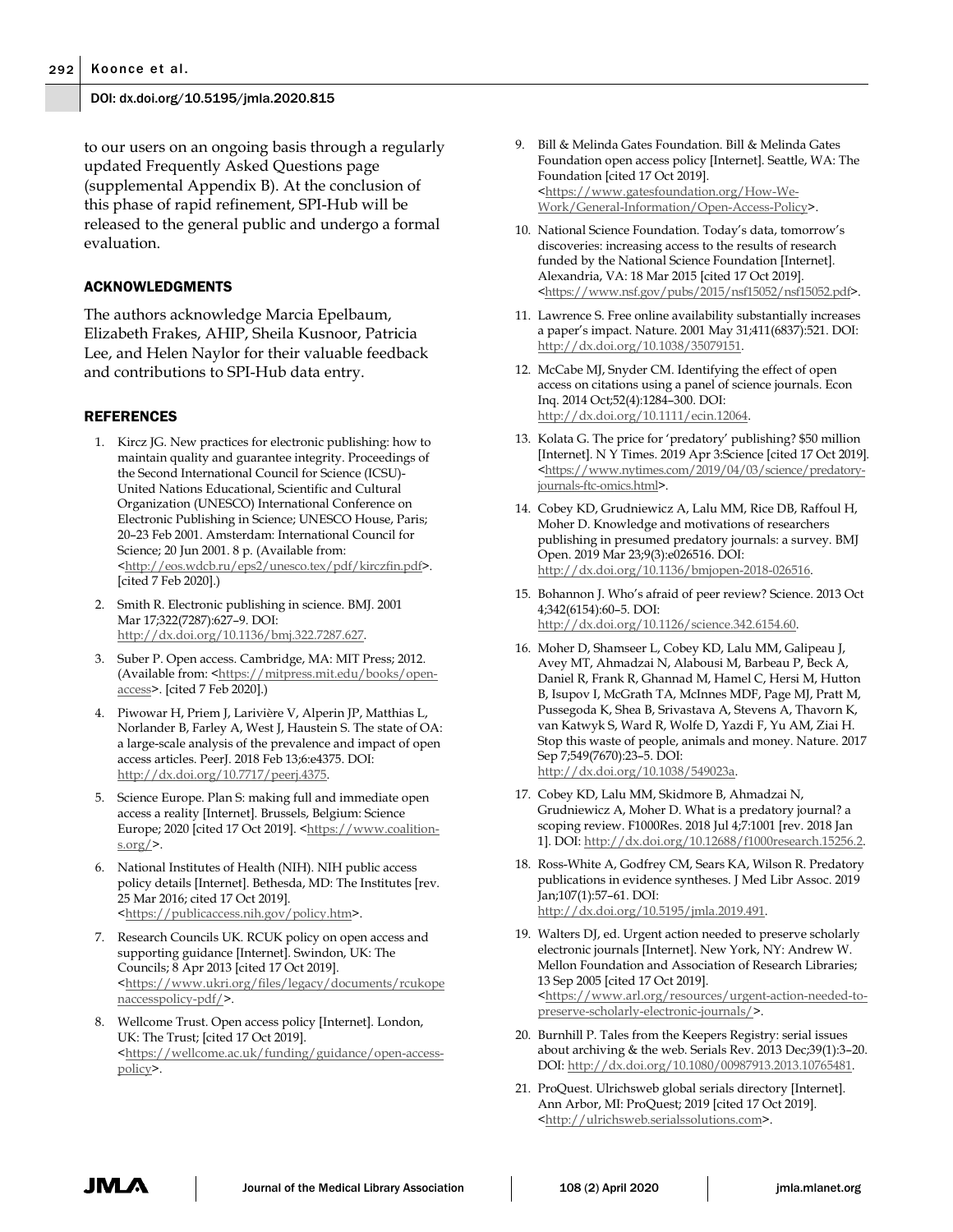to our users on an ongoing basis through a regularly updated Frequently Asked Questions page (supplemental Appendix B). At the conclusion of this phase of rapid refinement, SPI-Hub will be released to the general public and undergo a formal evaluation.

## ACKNOWLEDGMENTS

The authors acknowledge Marcia Epelbaum, Elizabeth Frakes, AHIP, Sheila Kusnoor, Patricia Lee, and Helen Naylor for their valuable feedback and contributions to SPI-Hub data entry.

## REFERENCES

1. Kircz JG. New practices for electronic publishing: how to maintain quality and guarantee integrity. Proceedings of the Second International Council for Science (ICSU)-United Nations Educational, Scientific and Cultural Organization (UNESCO) International Conference on Electronic Publishing in Science; UNESCO House, Paris; 20–23 Feb 2001. Amsterdam: International Council for Science; 20 Jun 2001. 8 p. (Available from: <http://eos.wdcb.ru/eps2/unesco.tex/pdf/kirczfin.pdf>. [cited 7 Feb 2020].)
2. Smith R. Electronic publishing in science. BMJ. 2001 Mar 17;322(7287):627–9. DOI: http://dx.doi.org/10.1136/bmj.322.7287.627.
3. Suber P. Open access. Cambridge, MA: MIT Press; 2012. (Available from: <https://mitpress.mit.edu/books/open-access>. [cited 7 Feb 2020].)
4. Piwowar H, Priem J, Larivière V, Alperin JP, Matthias L, Norlander B, Farley A, West J, Haustein S. The state of OA: a large-scale analysis of the prevalence and impact of open access articles. PeerJ. 2018 Feb 13;6:e4375. DOI: http://dx.doi.org/10.7717/peerj.4375.
5. Science Europe. Plan S: making full and immediate open access a reality [Internet]. Brussels, Belgium: Science Europe; 2020 [cited 17 Oct 2019]. <https://www.coalition-s.org/>.
6. National Institutes of Health (NIH). NIH public access policy details [Internet]. Bethesda, MD: The Institutes [rev. 25 Mar 2016; cited 17 Oct 2019]. <https://publicaccess.nih.gov/policy.htm>.
7. Research Councils UK. RCUK policy on open access and supporting guidance [Internet]. Swindon, UK: The Councils; 8 Apr 2013 [cited 17 Oct 2019]. <https://www.ukri.org/files/legacy/documents/rcukopenaccesspolicy-pdf/>.
8. Wellcome Trust. Open access policy [Internet]. London, UK: The Trust; [cited 17 Oct 2019]. <https://wellcome.ac.uk/funding/guidance/open-access-policy>.
9. Bill & Melinda Gates Foundation. Bill & Melinda Gates Foundation open access policy [Internet]. Seattle, WA: The Foundation [cited 17 Oct 2019]. <https://www.gatesfoundation.org/How-We-Work/General-Information/Open-Access-Policy>.
10. National Science Foundation. Today's data, tomorrow's discoveries: increasing access to the results of research funded by the National Science Foundation [Internet]. Alexandria, VA: 18 Mar 2015 [cited 17 Oct 2019]. <https://www.nsf.gov/pubs/2015/nsf15052/nsf15052.pdf>.
11. Lawrence S. Free online availability substantially increases a paper's impact. Nature. 2001 May 31;411(6837):521. DOI: http://dx.doi.org/10.1038/35079151.
12. McCabe MJ, Snyder CM. Identifying the effect of open access on citations using a panel of science journals. Econ Inq. 2014 Oct;52(4):1284–300. DOI: http://dx.doi.org/10.1111/ecin.12064.
13. Kolata G. The price for 'predatory' publishing? $50 million [Internet]. N Y Times. 2019 Apr 3:Science [cited 17 Oct 2019]. <https://www.nytimes.com/2019/04/03/science/predatory-journals-ftc-omics.html>.
14. Cobey KD, Grudniewicz A, Lalu MM, Rice DB, Raffoul H, Moher D. Knowledge and motivations of researchers publishing in presumed predatory journals: a survey. BMJ Open. 2019 Mar 23;9(3):e026516. DOI: http://dx.doi.org/10.1136/bmjopen-2018-026516.
15. Bohannon J. Who's afraid of peer review? Science. 2013 Oct 4;342(6154):60–5. DOI: http://dx.doi.org/10.1126/science.342.6154.60.
16. Moher D, Shamseer L, Cobey KD, Lalu MM, Galipeau J, Avey MT, Ahmadzai N, Alabousi M, Barbeau P, Beck A, Daniel R, Frank R, Ghannad M, Hamel C, Hersi M, Hutton B, Isupov I, McGrath TA, McInnes MDF, Page MJ, Pratt M, Pussegoda K, Shea B, Srivastava A, Stevens A, Thavorn K, van Katwyk S, Ward R, Wolfe D, Yazdi F, Yu AM, Ziai H. Stop this waste of people, animals and money. Nature. 2017 Sep 7;549(7670):23–5. DOI: http://dx.doi.org/10.1038/549023a.
17. Cobey KD, Lalu MM, Skidmore B, Ahmadzai N, Grudniewicz A, Moher D. What is a predatory journal? a scoping review. F1000Res. 2018 Jul 4;7:1001 [rev. 2018 Jan 1]. DOI: http://dx.doi.org/10.12688/f1000research.15256.2.
18. Ross-White A, Godfrey CM, Sears KA, Wilson R. Predatory publications in evidence syntheses. J Med Libr Assoc. 2019 Jan;107(1):57–61. DOI: http://dx.doi.org/10.5195/jmla.2019.491.
19. Walters DJ, ed. Urgent action needed to preserve scholarly electronic journals [Internet]. New York, NY: Andrew W. Mellon Foundation and Association of Research Libraries; 13 Sep 2005 [cited 17 Oct 2019]. <https://www.arl.org/resources/urgent-action-needed-to-preserve-scholarly-electronic-journals/>.
20. Burnhill P. Tales from the Keepers Registry: serial issues about archiving & the web. Serials Rev. 2013 Dec;39(1):3–20. DOI: http://dx.doi.org/10.1080/00987913.2013.10765481.
21. ProQuest. Ulrichsweb global serials directory [Internet]. Ann Arbor, MI: ProQuest; 2019 [cited 17 Oct 2019]. <http://ulrichsweb.serialssolutions.com>.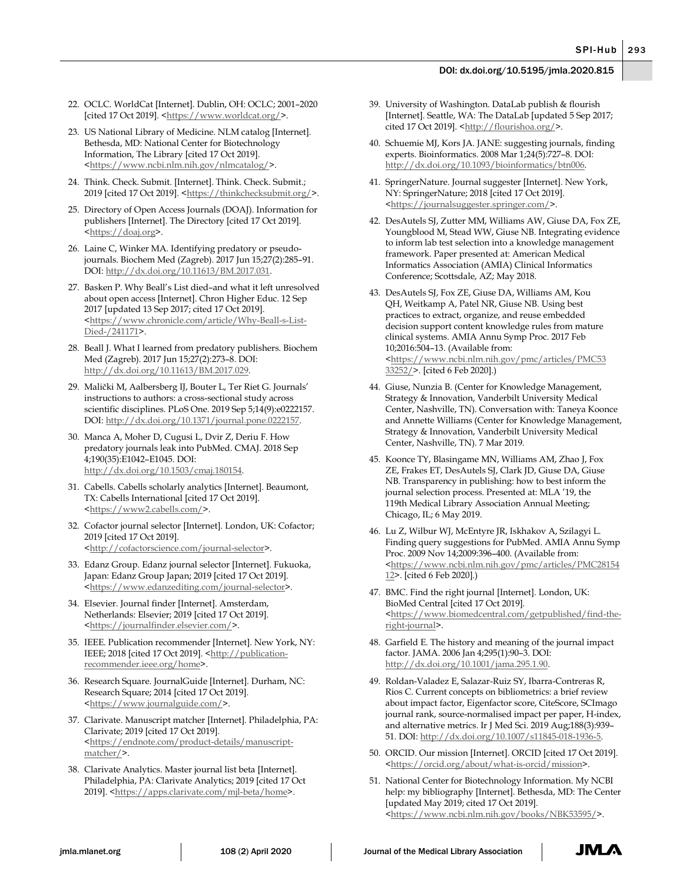22. OCLC. WorldCat [Internet]. Dublin, OH: OCLC; 2001–2020 [cited 17 Oct 2019]. <https://www.worldcat.org/>.
23. US National Library of Medicine. NLM catalog [Internet]. Bethesda, MD: National Center for Biotechnology Information, The Library [cited 17 Oct 2019]. <https://www.ncbi.nlm.nih.gov/nlmcatalog/>.
24. Think. Check. Submit. [Internet]. Think. Check. Submit.; 2019 [cited 17 Oct 2019]. <https://thinkchecksubmit.org/>.
25. Directory of Open Access Journals (DOAJ). Information for publishers [Internet]. The Directory [cited 17 Oct 2019]. <https://doaj.org>.
26. Laine C, Winker MA. Identifying predatory or pseudo-journals. Biochem Med (Zagreb). 2017 Jun 15;27(2):285–91. DOI: http://dx.doi.org/10.11613/BM.2017.031.
27. Basken P. Why Beall's List died–and what it left unresolved about open access [Internet]. Chron Higher Educ. 12 Sep 2017 [updated 13 Sep 2017; cited 17 Oct 2019]. <https://www.chronicle.com/article/Why-Beall-s-List-Died-/241171>.
28. Beall J. What I learned from predatory publishers. Biochem Med (Zagreb). 2017 Jun 15;27(2):273–8. DOI: http://dx.doi.org/10.11613/BM.2017.029.
29. Malički M, Aalbersberg IJ, Bouter L, Ter Riet G. Journals' instructions to authors: a cross-sectional study across scientific disciplines. PLoS One. 2019 Sep 5;14(9):e0222157. DOI: http://dx.doi.org/10.1371/journal.pone.0222157.
30. Manca A, Moher D, Cugusi L, Dvir Z, Deriu F. How predatory journals leak into PubMed. CMAJ. 2018 Sep 4;190(35):E1042–E1045. DOI: http://dx.doi.org/10.1503/cmaj.180154.
31. Cabells. Cabells scholarly analytics [Internet]. Beaumont, TX: Cabells International [cited 17 Oct 2019]. <https://www2.cabells.com/>.
32. Cofactor journal selector [Internet]. London, UK: Cofactor; 2019 [cited 17 Oct 2019]. <http://cofactorscience.com/journal-selector>.
33. Edanz Group. Edanz journal selector [Internet]. Fukuoka, Japan: Edanz Group Japan; 2019 [cited 17 Oct 2019]. <https://www.edanzediting.com/journal-selector>.
34. Elsevier. Journal finder [Internet]. Amsterdam, Netherlands: Elsevier; 2019 [cited 17 Oct 2019]. <https://journalfinder.elsevier.com/>.
35. IEEE. Publication recommender [Internet]. New York, NY: IEEE; 2018 [cited 17 Oct 2019]. <http://publication-recommender.ieee.org/home>.
36. Research Square. JournalGuide [Internet]. Durham, NC: Research Square; 2014 [cited 17 Oct 2019]. <https://www.journalguide.com/>.
37. Clarivate. Manuscript matcher [Internet]. Philadelphia, PA: Clarivate; 2019 [cited 17 Oct 2019]. <https://endnote.com/product-details/manuscript-matcher/>.
38. Clarivate Analytics. Master journal list beta [Internet]. Philadelphia, PA: Clarivate Analytics; 2019 [cited 17 Oct 2019]. <https://apps.clarivate.com/mjl-beta/home>.
39. University of Washington. DataLab publish & flourish [Internet]. Seattle, WA: The DataLab [updated 5 Sep 2017; cited 17 Oct 2019]. <http://flourishoa.org/>.
40. Schuemie MJ, Kors JA. JANE: suggesting journals, finding experts. Bioinformatics. 2008 Mar 1;24(5):727–8. DOI: http://dx.doi.org/10.1093/bioinformatics/btn006.
41. SpringerNature. Journal suggester [Internet]. New York, NY: SpringerNature; 2018 [cited 17 Oct 2019]. <https://journalsuggester.springer.com/>.
42. DesAutels SJ, Zutter MM, Williams AW, Giuse DA, Fox ZE, Youngblood M, Stead WW, Giuse NB. Integrating evidence to inform lab test selection into a knowledge management framework. Paper presented at: American Medical Informatics Association (AMIA) Clinical Informatics Conference; Scottsdale, AZ; May 2018.
43. DesAutels SJ, Fox ZE, Giuse DA, Williams AM, Kou QH, Weitkamp A, Patel NR, Giuse NB. Using best practices to extract, organize, and reuse embedded decision support content knowledge rules from mature clinical systems. AMIA Annu Symp Proc. 2017 Feb 10;2016:504–13. (Available from: <https://www.ncbi.nlm.nih.gov/pmc/articles/PMC5333252/>. [cited 6 Feb 2020].)
44. Giuse, Nunzia B. (Center for Knowledge Management, Strategy & Innovation, Vanderbilt University Medical Center, Nashville, TN). Conversation with: Taneya Koonce and Annette Williams (Center for Knowledge Management, Strategy & Innovation, Vanderbilt University Medical Center, Nashville, TN). 7 Mar 2019.
45. Koonce TY, Blasingame MN, Williams AM, Zhao J, Fox ZE, Frakes ET, DesAutels SJ, Clark JD, Giuse DA, Giuse NB. Transparency in publishing: how to best inform the journal selection process. Presented at: MLA '19, the 119th Medical Library Association Annual Meeting; Chicago, IL; 6 May 2019.
46. Lu Z, Wilbur WJ, McEntyre JR, Iskhakov A, Szilagyi L. Finding query suggestions for PubMed. AMIA Annu Symp Proc. 2009 Nov 14;2009:396–400. (Available from: <https://www.ncbi.nlm.nih.gov/pmc/articles/PMC2815412>. [cited 6 Feb 2020].)
47. BMC. Find the right journal [Internet]. London, UK: BioMed Central [cited 17 Oct 2019]. <https://www.biomedcentral.com/getpublished/find-the-right-journal>.
48. Garfield E. The history and meaning of the journal impact factor. JAMA. 2006 Jan 4;295(1):90–3. DOI: http://dx.doi.org/10.1001/jama.295.1.90.
49. Roldan-Valadez E, Salazar-Ruiz SY, Ibarra-Contreras R, Rios C. Current concepts on bibliometrics: a brief review about impact factor, Eigenfactor score, CiteScore, SCImago journal rank, source-normalised impact per paper, H-index, and alternative metrics. Ir J Med Sci. 2019 Aug;188(3):939–51. DOI: http://dx.doi.org/10.1007/s11845-018-1936-5.
50. ORCID. Our mission [Internet]. ORCID [cited 17 Oct 2019]. <https://orcid.org/about/what-is-orcid/mission>.
51. National Center for Biotechnology Information. My NCBI help: my bibliography [Internet]. Bethesda, MD: The Center [updated May 2019; cited 17 Oct 2019]. <https://www.ncbi.nlm.nih.gov/books/NBK53595/>.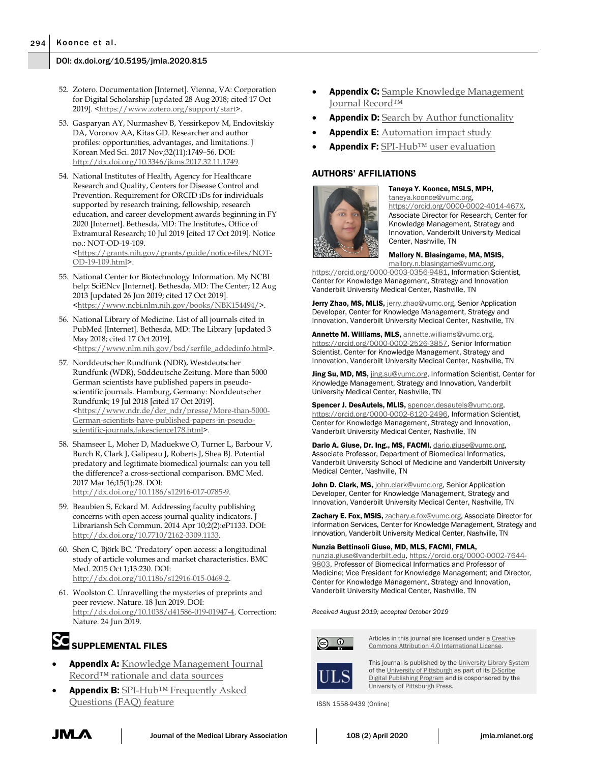52. Zotero. Documentation [Internet]. Vienna, VA: Corporation for Digital Scholarship [updated 28 Aug 2018; cited 17 Oct 2019]. <https://www.zotero.org/support/start>.

53. Gasparyan AY, Nurmashev B, Yessirkepov M, Endovitskiy DA, Voronov AA, Kitas GD. Researcher and author profiles: opportunities, advantages, and limitations. J Korean Med Sci. 2017 Nov;32(11):1749–56. DOI: http://dx.doi.org/10.3346/jkms.2017.32.11.1749.

54. National Institutes of Health, Agency for Healthcare Research and Quality, Centers for Disease Control and Prevention. Requirement for ORCID iDs for individuals supported by research training, fellowship, research education, and career development awards beginning in FY 2020 [Internet]. Bethesda, MD: The Institutes, Office of Extramural Research; 10 Jul 2019 [cited 17 Oct 2019]. Notice no.: NOT-OD-19-109. <https://grants.nih.gov/grants/guide/notice-files/NOT-OD-19-109.html>.

55. National Center for Biotechnology Information. My NCBI help: SciENcv [Internet]. Bethesda, MD: The Center; 12 Aug 2013 [updated 26 Jun 2019; cited 17 Oct 2019]. <https://www.ncbi.nlm.nih.gov/books/NBK154494/>.

56. National Library of Medicine. List of all journals cited in PubMed [Internet]. Bethesda, MD: The Library [updated 3 May 2018; cited 17 Oct 2019]. <https://www.nlm.nih.gov/bsd/serfile_addedinfo.html>.

57. Norddeutscher Rundfunk (NDR), Westdeutscher Rundfunk (WDR), Süddeutsche Zeitung. More than 5000 German scientists have published papers in pseudo-scientific journals. Hamburg, Germany: Norddeutscher Rundfunk; 19 Jul 2018 [cited 17 Oct 2019]. <https://www.ndr.de/der_ndr/presse/More-than-5000-German-scientists-have-published-papers-in-pseudo-scientific-journals,fakescience178.html>.

58. Shamseer L, Moher D, Maduekwe O, Turner L, Barbour V, Burch R, Clark J, Galipeau J, Roberts J, Shea BJ. Potential predatory and legitimate biomedical journals: can you tell the difference? a cross-sectional comparison. BMC Med. 2017 Mar 16;15(1):28. DOI: http://dx.doi.org/10.1186/s12916-017-0785-9.

59. Beaubien S, Eckard M. Addressing faculty publishing concerns with open access journal quality indicators. J Librariansh Sch Commun. 2014 Apr 10;2(2):eP1133. DOI: http://dx.doi.org/10.7710/2162-3309.1133.

60. Shen C, Björk BC. 'Predatory' open access: a longitudinal study of article volumes and market characteristics. BMC Med. 2015 Oct 1;13:230. DOI: http://dx.doi.org/10.1186/s12916-015-0469-2.

61. Woolston C. Unravelling the mysteries of preprints and peer review. Nature. 18 Jun 2019. DOI: http://dx.doi.org/10.1038/d41586-019-01947-4. Correction: Nature. 24 Jun 2019.

## SUPPLEMENTAL FILES

- **Appendix A:** Knowledge Management Journal Record™ rationale and data sources
- **Appendix B:** SPI-Hub™ Frequently Asked Questions (FAQ) feature
- **Appendix C:** Sample Knowledge Management Journal Record™
- **Appendix D:** Search by Author functionality
- **Appendix E:** Automation impact study
- **Appendix F:** SPI-Hub™ user evaluation

## AUTHORS' AFFILIATIONS

**Taneya Y. Koonce, MSLS, MPH,** taneya.koonce@vumc.org, https://orcid.org/0000-0002-4014-467X, Associate Director for Research, Center for Knowledge Management, Strategy and Innovation, Vanderbilt University Medical Center, Nashville, TN

**Mallory N. Blasingame, MA, MSIS,** mallory.n.blasingame@vumc.org, https://orcid.org/0000-0003-0356-9481, Information Scientist, Center for Knowledge Management, Strategy and Innovation Vanderbilt University Medical Center, Nashville, TN

**Jerry Zhao, MS, MLIS,** jerry.zhao@vumc.org, Senior Application Developer, Center for Knowledge Management, Strategy and Innovation, Vanderbilt University Medical Center, Nashville, TN

**Annette M. Williams, MLS,** annette.williams@vumc.org, https://orcid.org/0000-0002-2526-3857, Senior Information Scientist, Center for Knowledge Management, Strategy and Innovation, Vanderbilt University Medical Center, Nashville, TN

**Jing Su, MD, MS,** jing.su@vumc.org, Information Scientist, Center for Knowledge Management, Strategy and Innovation, Vanderbilt University Medical Center, Nashville, TN

**Spencer J. DesAutels, MLIS,** spencer.desautels@vumc.org, https://orcid.org/0000-0002-6120-2496, Information Scientist, Center for Knowledge Management, Strategy and Innovation, Vanderbilt University Medical Center, Nashville, TN

**Dario A. Giuse, Dr. Ing., MS, FACMI,** dario.giuse@vumc.org, Associate Professor, Department of Biomedical Informatics, Vanderbilt University School of Medicine and Vanderbilt University Medical Center, Nashville, TN

**John D. Clark, MS,** john.clark@vumc.org, Senior Application Developer, Center for Knowledge Management, Strategy and Innovation, Vanderbilt University Medical Center, Nashville, TN

**Zachary E. Fox, MSIS,** zachary.e.fox@vumc.org, Associate Director for Information Services, Center for Knowledge Management, Strategy and Innovation, Vanderbilt University Medical Center, Nashville, TN

**Nunzia Bettinsoli Giuse, MD, MLS, FACMI, FMLA,** nunzia.giuse@vanderbilt.edu, https://orcid.org/0000-0002-7644-9803, Professor of Biomedical Informatics and Professor of Medicine; Vice President for Knowledge Management; and Director, Center for Knowledge Management, Strategy and Innovation, Vanderbilt University Medical Center, Nashville, TN

*Received August 2019; accepted October 2019*

Articles in this journal are licensed under a Creative Commons Attribution 4.0 International License.

This journal is published by the University Library System of the University of Pittsburgh as part of its D-Scribe Digital Publishing Program and is cosponsored by the University of Pittsburgh Press.

ISSN 1558-9439 (Online)